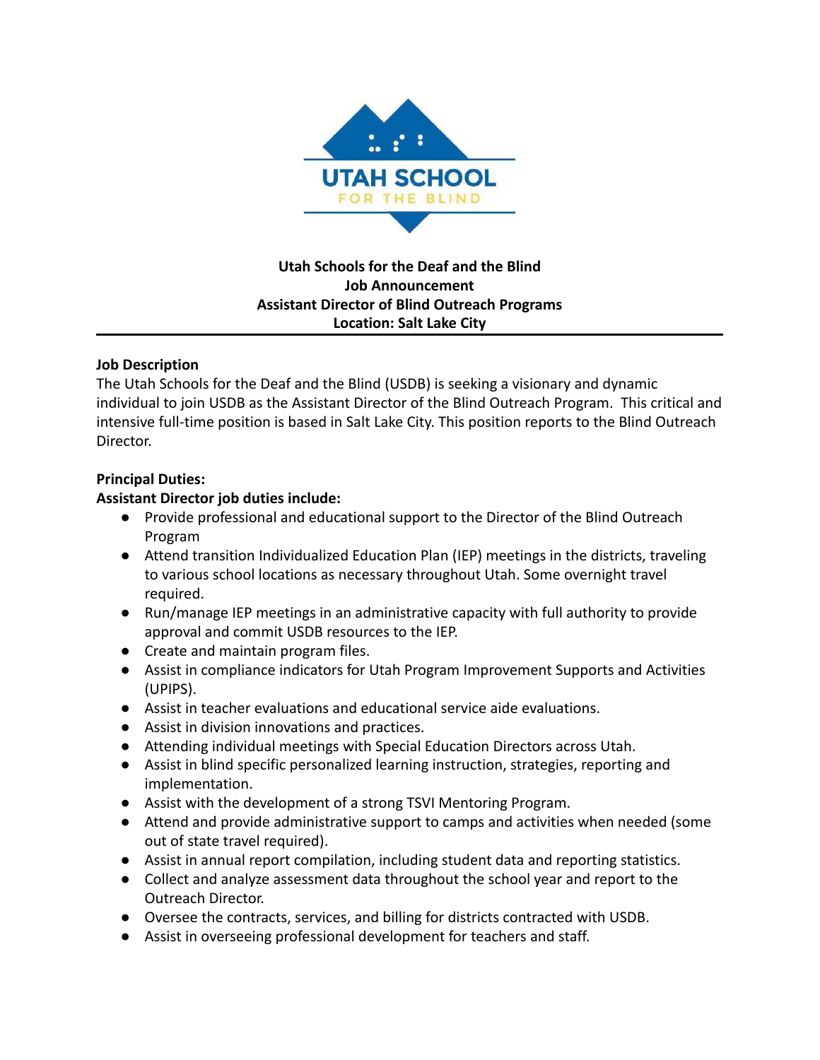UTAH SCHOOL FOR THE BLIND

**Utah Schools for the Deaf and the Blind**
**Job Announcement**
**Assistant Director of Blind Outreach Programs**
**Location: Salt Lake City**

---

**Job Description**

The Utah Schools for the Deaf and the Blind (USDB) is seeking a visionary and dynamic individual to join USDB as the Assistant Director of the Blind Outreach Program. This critical and intensive full-time position is based in Salt Lake City. This position reports to the Blind Outreach Director.

**Principal Duties:**

**Assistant Director job duties include:**

- Provide professional and educational support to the Director of the Blind Outreach Program
- Attend transition Individualized Education Plan (IEP) meetings in the districts, traveling to various school locations as necessary throughout Utah. Some overnight travel required.
- Run/manage IEP meetings in an administrative capacity with full authority to provide approval and commit USDB resources to the IEP.
- Create and maintain program files.
- Assist in compliance indicators for Utah Program Improvement Supports and Activities (UPIPS).
- Assist in teacher evaluations and educational service aide evaluations.
- Assist in division innovations and practices.
- Attending individual meetings with Special Education Directors across Utah.
- Assist in blind specific personalized learning instruction, strategies, reporting and implementation.
- Assist with the development of a strong TSVI Mentoring Program.
- Attend and provide administrative support to camps and activities when needed (some out of state travel required).
- Assist in annual report compilation, including student data and reporting statistics.
- Collect and analyze assessment data throughout the school year and report to the Outreach Director.
- Oversee the contracts, services, and billing for districts contracted with USDB.
- Assist in overseeing professional development for teachers and staff.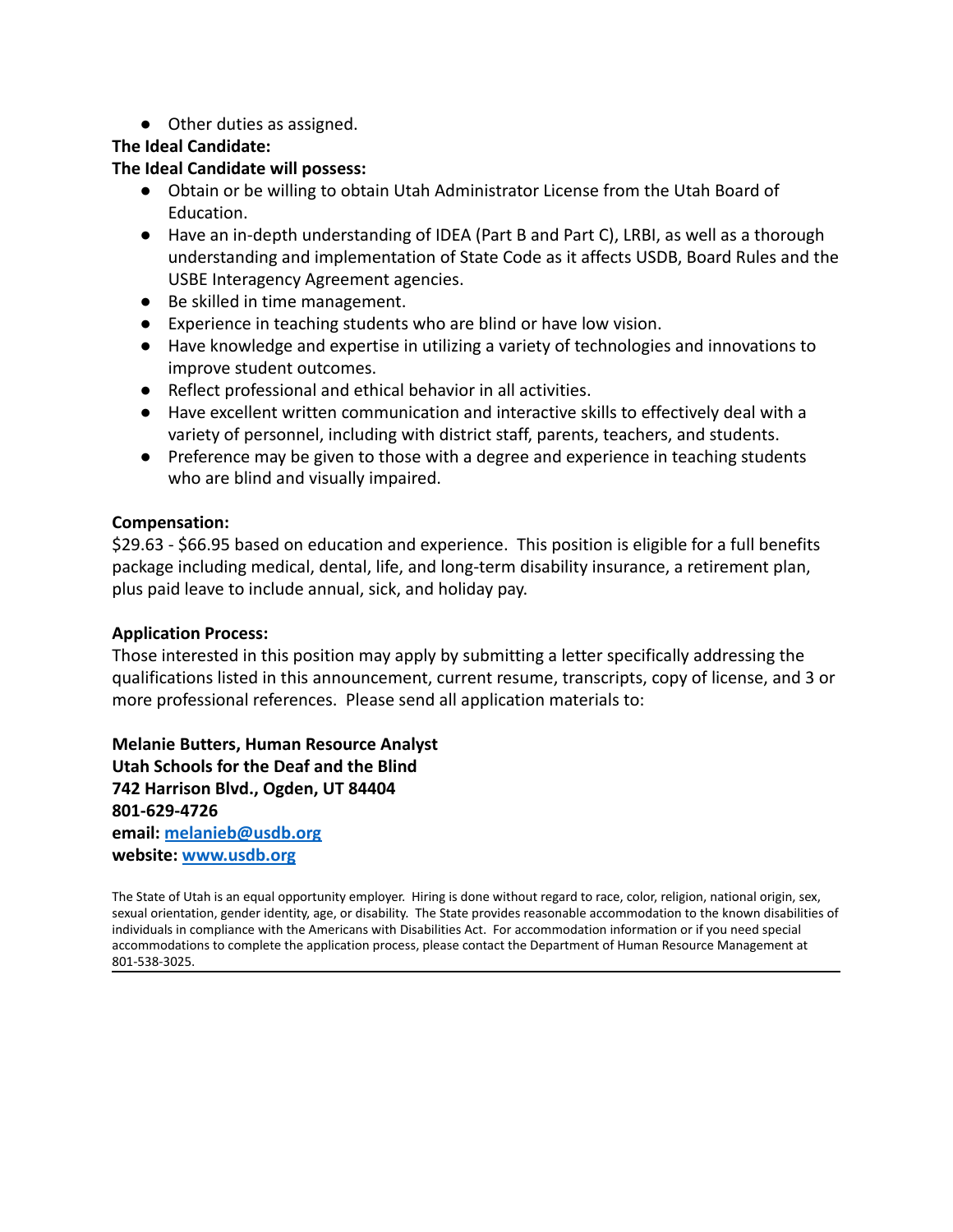- Other duties as assigned.

**The Ideal Candidate:**

**The Ideal Candidate will possess:**

- Obtain or be willing to obtain Utah Administrator License from the Utah Board of Education.
- Have an in-depth understanding of IDEA (Part B and Part C), LRBI, as well as a thorough understanding and implementation of State Code as it affects USDB, Board Rules and the USBE Interagency Agreement agencies.
- Be skilled in time management.
- Experience in teaching students who are blind or have low vision.
- Have knowledge and expertise in utilizing a variety of technologies and innovations to improve student outcomes.
- Reflect professional and ethical behavior in all activities.
- Have excellent written communication and interactive skills to effectively deal with a variety of personnel, including with district staff, parents, teachers, and students.
- Preference may be given to those with a degree and experience in teaching students who are blind and visually impaired.

**Compensation:**

$29.63 - $66.95 based on education and experience. This position is eligible for a full benefits package including medical, dental, life, and long-term disability insurance, a retirement plan, plus paid leave to include annual, sick, and holiday pay.

**Application Process:**

Those interested in this position may apply by submitting a letter specifically addressing the qualifications listed in this announcement, current resume, transcripts, copy of license, and 3 or more professional references. Please send all application materials to:

**Melanie Butters, Human Resource Analyst**
**Utah Schools for the Deaf and the Blind**
**742 Harrison Blvd., Ogden, UT 84404**
**801-629-4726**
**email: [melanieb@usdb.org](mailto:melanieb@usdb.org)**
**website: [www.usdb.org](http://www.usdb.org)**

The State of Utah is an equal opportunity employer. Hiring is done without regard to race, color, religion, national origin, sex, sexual orientation, gender identity, age, or disability. The State provides reasonable accommodation to the known disabilities of individuals in compliance with the Americans with Disabilities Act. For accommodation information or if you need special accommodations to complete the application process, please contact the Department of Human Resource Management at 801-538-3025.